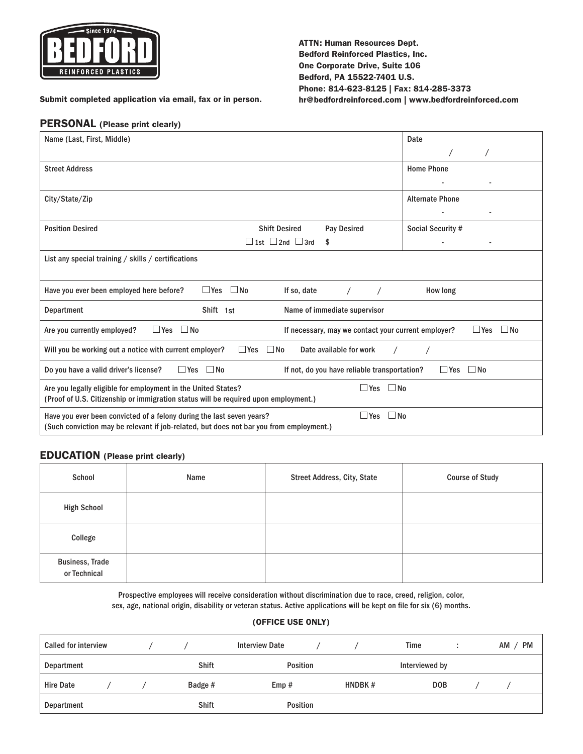Since 1974 BEDFORD REINFORCED PLASTICS

ATTN: Human Resources Dept.
Bedford Reinforced Plastics, Inc.
One Corporate Drive, Suite 106
Bedford, PA 15522-7401 U.S.
Phone: 814-623-8125 | Fax: 814-285-3373
hr@bedfordreinforced.com | www.bedfordreinforced.com

**Submit completed application via email, fax or in person.**

## PERSONAL (Please print clearly)

| | |
|---|---|
| Name (Last, First, Middle) | Date / / |
| Street Address | Home Phone - - |
| City/State/Zip | Alternate Phone - - |
| Position Desired — Shift Desired ☐ 1st ☐ 2nd ☐ 3rd — Pay Desired $ | Social Security # - - |

List any special training / skills / certifications

Have you ever been employed here before? ☐ Yes ☐ No If so, date / / How long

Department Shift 1st Name of immediate supervisor

Are you currently employed? ☐ Yes ☐ No If necessary, may we contact your current employer? ☐ Yes ☐ No

Will you be working out a notice with current employer? ☐ Yes ☐ No Date available for work / /

Do you have a valid driver's license? ☐ Yes ☐ No If not, do you have reliable transportation? ☐ Yes ☐ No

Are you legally eligible for employment in the United States? ☐ Yes ☐ No
(Proof of U.S. Citizenship or immigration status will be required upon employment.)

Have you ever been convicted of a felony during the last seven years? ☐ Yes ☐ No
(Such conviction may be relevant if job-related, but does not bar you from employment.)

## EDUCATION (Please print clearly)

| School | Name | Street Address, City, State | Course of Study |
|---|---|---|---|
| High School | | | |
| College | | | |
| Business, Trade or Technical | | | |

Prospective employees will receive consideration without discrimination due to race, creed, religion, color, sex, age, national origin, disability or veteran status. Active applications will be kept on file for six (6) months.

### (OFFICE USE ONLY)

| | | | |
|---|---|---|---|
| Called for interview / / | Interview Date / / | Time : AM / PM | |
| Department | Shift | Position | Interviewed by |
| Hire Date / / | Badge # | Emp # | HNDBK # — DOB / / |
| Department | Shift | Position | |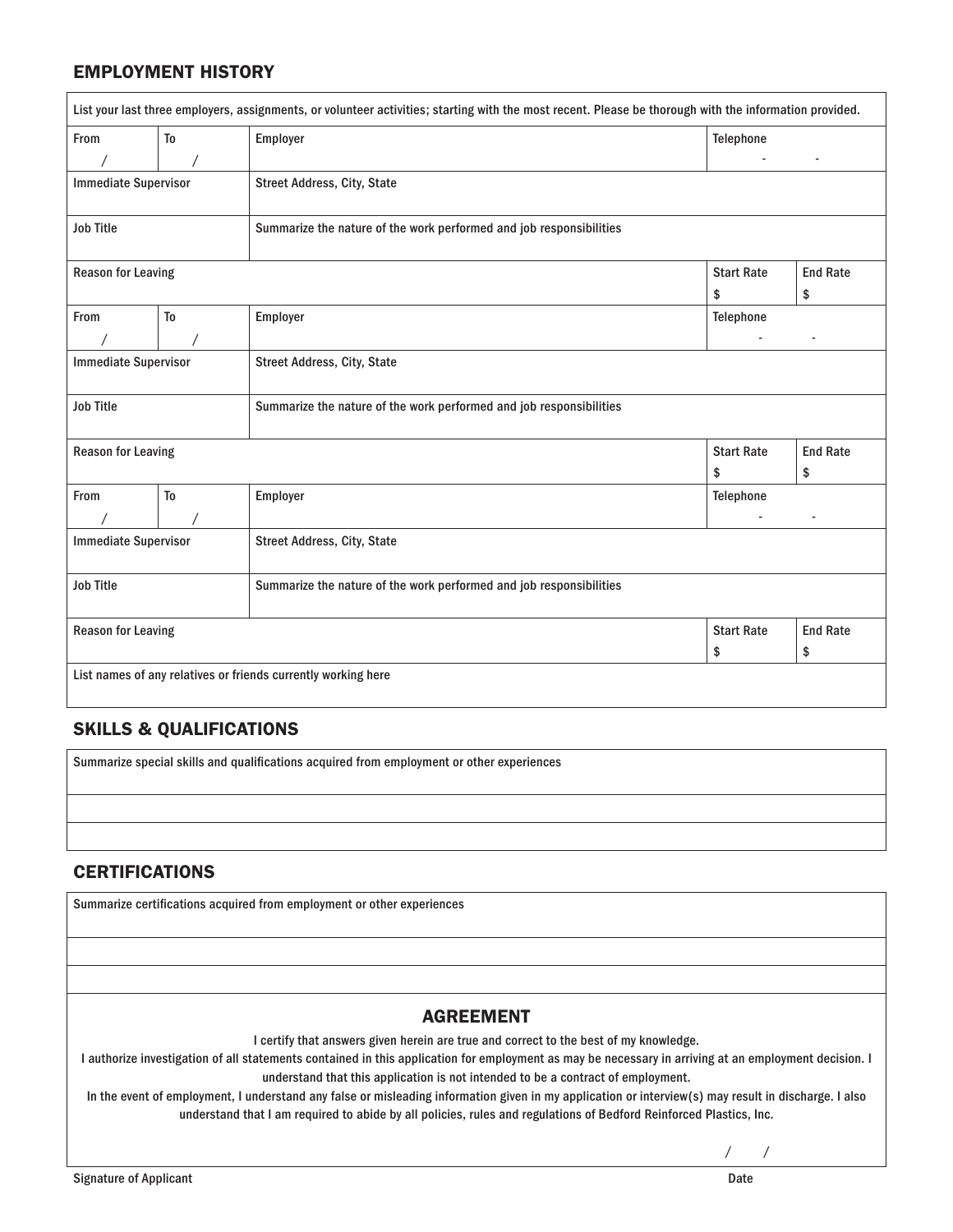## EMPLOYMENT HISTORY

| List your last three employers, assignments, or volunteer activities; starting with the most recent. Please be thorough with the information provided. | | | | |
|---|---|---|---|---|
| From / | To / | Employer | Telephone - - | |
| Immediate Supervisor | | Street Address, City, State | | |
| Job Title | | Summarize the nature of the work performed and job responsibilities | | |
| Reason for Leaving | | | Start Rate $ | End Rate $ |
| From / | To / | Employer | Telephone - - | |
| Immediate Supervisor | | Street Address, City, State | | |
| Job Title | | Summarize the nature of the work performed and job responsibilities | | |
| Reason for Leaving | | | Start Rate $ | End Rate $ |
| From / | To / | Employer | Telephone - - | |
| Immediate Supervisor | | Street Address, City, State | | |
| Job Title | | Summarize the nature of the work performed and job responsibilities | | |
| Reason for Leaving | | | Start Rate $ | End Rate $ |
| List names of any relatives or friends currently working here | | | | |

## SKILLS & QUALIFICATIONS

| Summarize special skills and qualifications acquired from employment or other experiences |
|---|
| |
| |

## CERTIFICATIONS

| Summarize certifications acquired from employment or other experiences |
|---|
| |
| |

## AGREEMENT

I certify that answers given herein are true and correct to the best of my knowledge.

I authorize investigation of all statements contained in this application for employment as may be necessary in arriving at an employment decision. I understand that this application is not intended to be a contract of employment.

In the event of employment, I understand any false or misleading information given in my application or interview(s) may result in discharge. I also understand that I am required to abide by all policies, rules and regulations of Bedford Reinforced Plastics, Inc.

/ /

Signature of Applicant Date